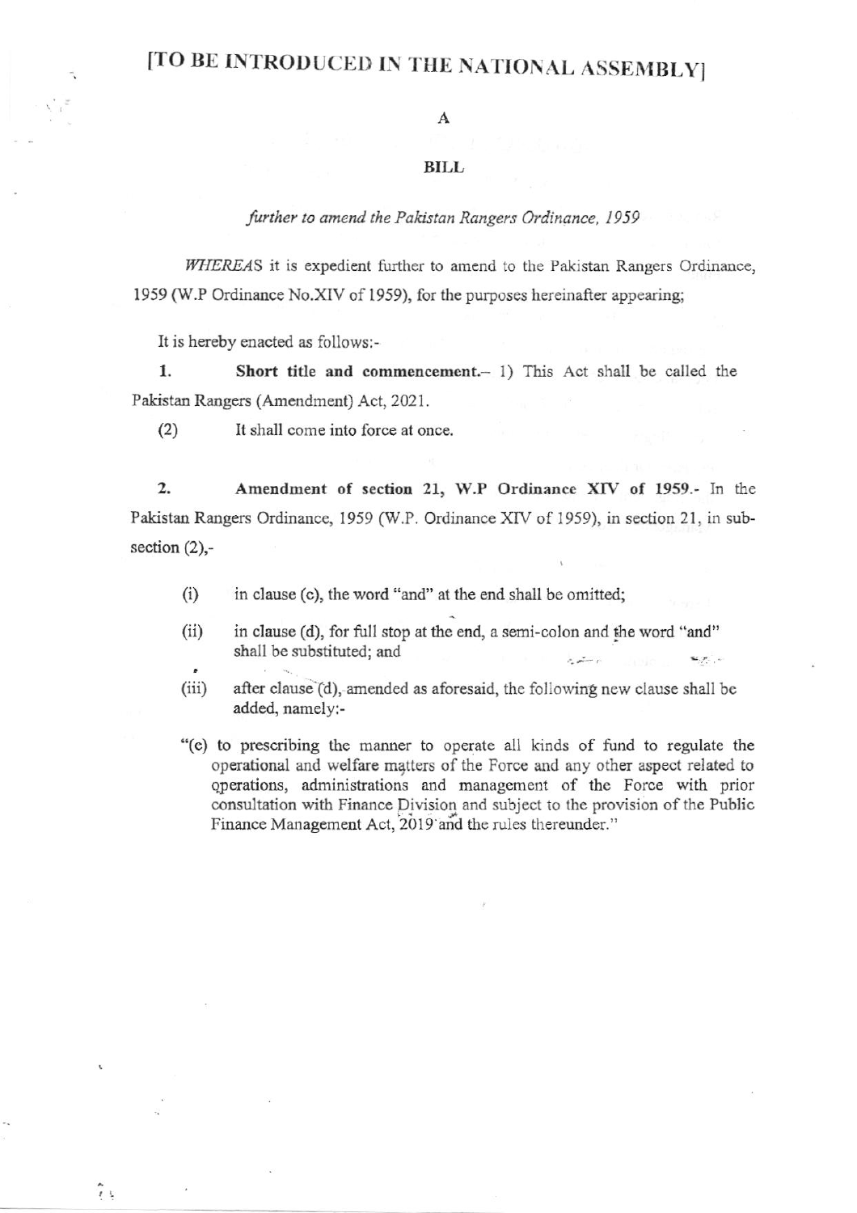# [TO BE INTRODUCED IN THE NATIONAL ASSEMBLY]

A

**BILL**

*further to amend the Pakistan Rangers Ordinance, 1959*

*WHEREAS* it is expedient further to amend to the Pakistan Rangers Ordinance, 1959 (W.P Ordinance No.XIV of 1959), for the purposes hereinafter appearing;

It is hereby enacted as follows:-

**1. Short title and commencement.**– 1) This Act shall be called the Pakistan Rangers (Amendment) Act, 2021.

(2) It shall come into force at once.

**2. Amendment of section 21, W.P Ordinance XIV of 1959.**- In the Pakistan Rangers Ordinance, 1959 (W.P. Ordinance XIV of 1959), in section 21, in sub-section (2),-

(i) in clause (c), the word "and" at the end shall be omitted;

(ii) in clause (d), for full stop at the end, a semi-colon and the word "and" shall be substituted; and

(iii) after clause (d), amended as aforesaid, the following new clause shall be added, namely:-

"(e) to prescribing the manner to operate all kinds of fund to regulate the operational and welfare matters of the Force and any other aspect related to operations, administrations and management of the Force with prior consultation with Finance Division and subject to the provision of the Public Finance Management Act, 2019 and the rules thereunder."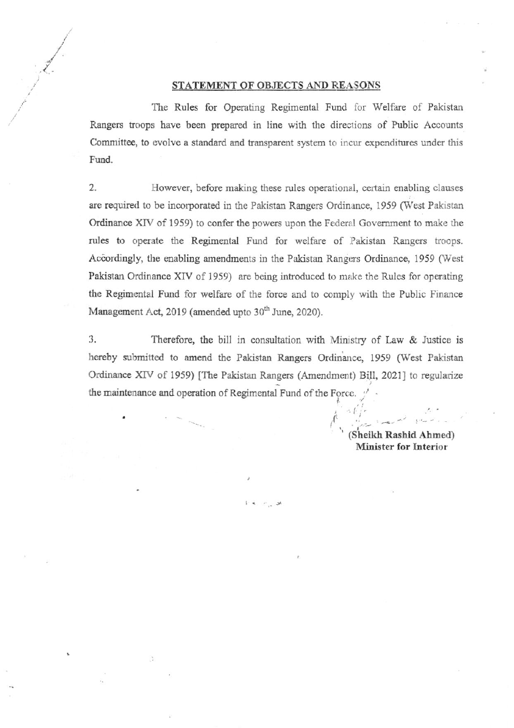## STATEMENT OF OBJECTS AND REASONS

The Rules for Operating Regimental Fund for Welfare of Pakistan Rangers troops have been prepared in line with the directions of Public Accounts Committee, to evolve a standard and transparent system to incur expenditures under this Fund.

2. However, before making these rules operational, certain enabling clauses are required to be incorporated in the Pakistan Rangers Ordinance, 1959 (West Pakistan Ordinance XIV of 1959) to confer the powers upon the Federal Government to make the rules to operate the Regimental Fund for welfare of Pakistan Rangers troops. Accordingly, the enabling amendments in the Pakistan Rangers Ordinance, 1959 (West Pakistan Ordinance XIV of 1959) are being introduced to make the Rules for operating the Regimental Fund for welfare of the force and to comply with the Public Finance Management Act, 2019 (amended upto 30th June, 2020).

3. Therefore, the bill in consultation with Ministry of Law & Justice is hereby submitted to amend the Pakistan Rangers Ordinance, 1959 (West Pakistan Ordinance XIV of 1959) [The Pakistan Rangers (Amendment) Bill, 2021] to regularize the maintenance and operation of Regimental Fund of the Force.

**(Sheikh Rashid Ahmed)**
**Minister for Interior**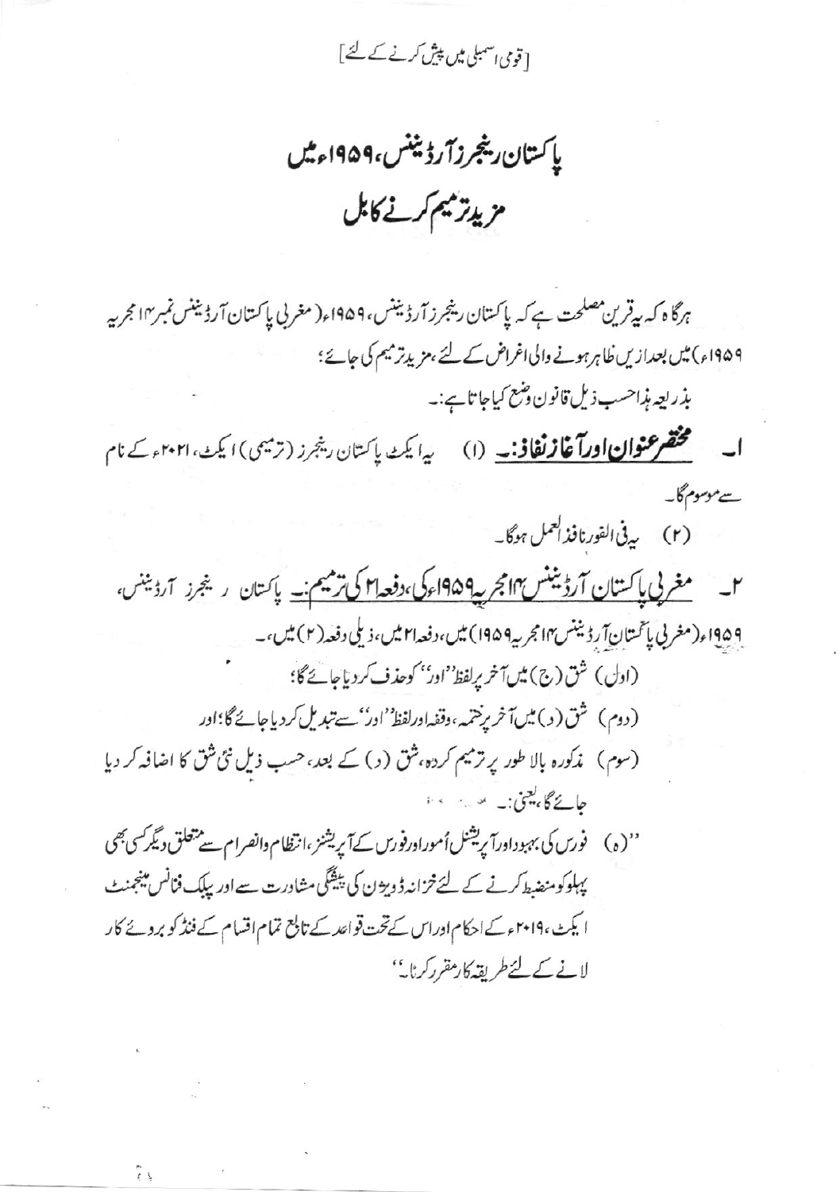[قومی اسمبلی میں پیش کرنے کے لئے]

# پاکستان رینجرز آرڈیننس، ۱۹۵۹ء میں مزید ترمیم کرنے کا بل

ہرگاہ کہ یہ قرین مصلحت ہے کہ پاکستان رینجرز آرڈیننس، ۱۹۵۹ء (مغربی پاکستان آرڈیننس نمبر۱۴ مجریہ ۱۹۵۹ء) میں بعدازیں ظاہر ہونے والی اغراض کے لئے، مزید ترمیم کی جائے؛

بذریعہ ہذا حسب ذیل قانون وضع کیا جاتا ہے:۔

۱۔ **مختصر عنوان اور آغاز نفاذ:۔** (۱) یہ ایکٹ پاکستان رینجرز (ترمیمی) ایکٹ، ۲۰۲۱ء کے نام سے موسوم ہوگا۔

(۲) یہ فی الفور نافذ العمل ہوگا۔

۲۔ **مغربی پاکستان آرڈیننس ۱۴ مجریہ ۱۹۵۹ء کی، دفعہ ۲۱ کی ترمیم:۔** پاکستان رینجرز آرڈیننس، ۱۹۵۹ء (مغربی پاکستان آرڈیننس ۱۴ مجریہ ۱۹۵۹ء) میں، دفعہ ۲۱ میں، ذیلی دفعہ (۲) میں،۔

(اول) شق (ج) میں آخر پر لفظ "اور" کو حذف کر دیا جائے گا؛

(دوم) شق (د) میں آخر پر ختمہ، وقفہ اور لفظ "اور" سے تبدیل کر دیا جائے گا؛ اور

(سوم) مذکورہ بالا طور پر ترمیم کردہ، شق (د) کے بعد، حسب ذیل نئی شق کا اضافہ کر دیا جائے گا، یعنی:۔

"(ہ) فورس کی بہبود اور آپریشنل اُمور اور فورس کے آپریشنز، انتظام و انصرام سے متعلق دیگر کسی بھی پہلو کو منضبط کرنے کے لئے خزانہ ڈویژن کی پیشگی مشاورت سے اور پبلک فنانس مینجمنٹ ایکٹ، ۲۰۱۹ء کے احکام اور اس کے تحت قواعد کے تابع تمام اقسام کے فنڈ کو بروئے کار لانے کے لئے طریقہ کار مقرر کرنا۔"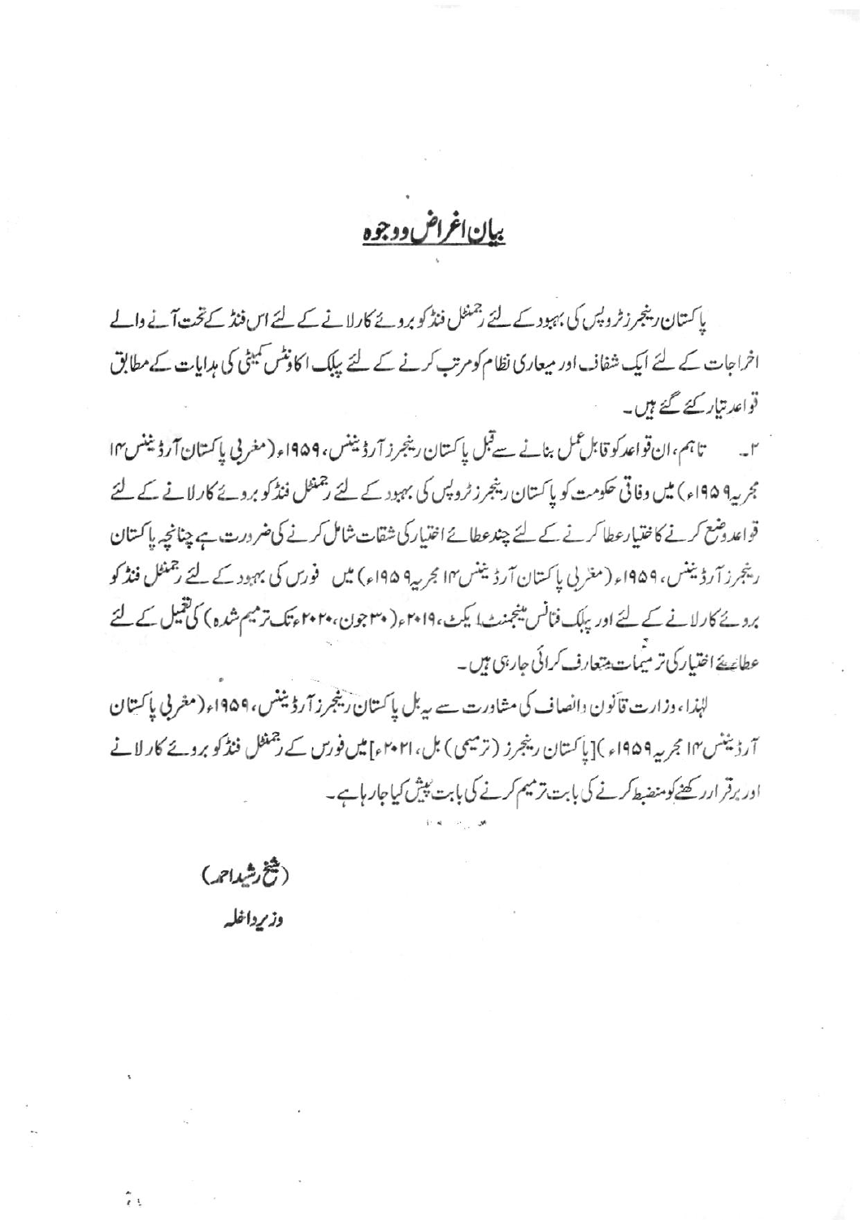# بیان اغراض و وجوہ

پاکستان رینجرز ٹروپس کی بہبود کے لئے رجمنٹل فنڈ کو بروئے کار لانے کے لئے اس فنڈ کے تحت آنے والے اخراجات کے لئے ایک شفاف اور معیاری نظام کو مرتب کرنے کے لئے پبلک اکاؤنٹس کمیٹی کی ہدایات کے مطابق قواعد تیار کئے گئے ہیں۔

۲۔ تاہم، ان قواعد کو قابل عمل بنانے سے قبل پاکستان رینجرز آرڈیننس، ۱۹۵۹ء (مغربی پاکستان آرڈیننس ۱۴ مجریہ ۱۹۵۹ء) میں وفاقی حکومت کو پاکستان رینجرز ٹروپس کی بہبود کے لئے رجمنٹل فنڈ کو بروئے کار لانے کے لئے قواعد وضع کرنے کا اختیار عطا کرنے کے لئے چند عطائے اختیار کی شقات شامل کرنے کی ضرورت ہے، چنانچہ پاکستان رینجرز آرڈیننس، ۱۹۵۹ء (مغربی پاکستان آرڈیننس ۱۴ مجریہ ۱۹۵۹ء) میں فورس کی بہبود کے لئے رجمنٹل فنڈ کو بروئے کار لانے کے لئے اور پبلک فنانس مینجمنٹ ایکٹ، ۲۰۱۹ء (۳۰ جون، ۲۰۲۰ء تک ترمیم شدہ) کی تعمیل کے لئے عطائے اختیار کی ترمیمات متعارف کرائی جارہی ہیں۔

لہٰذا، وزارت قانون وانصاف کی مشاورت سے یہ بل پاکستان رینجرز آرڈیننس، ۱۹۵۹ء (مغربی پاکستان آرڈیننس ۱۴ مجریہ ۱۹۵۹ء) [پاکستان رینجرز (ترمیمی) بل، ۲۰۲۱ء] میں فورس کے رجمنٹل فنڈ کو بروئے کار لانے اور برقرار رکھنے کو منضبط کرنے کی بابت ترمیم کرنے کی بابت پیش کیا جارہا ہے۔

(شیخ رشید احمد)

وزیر داخلہ